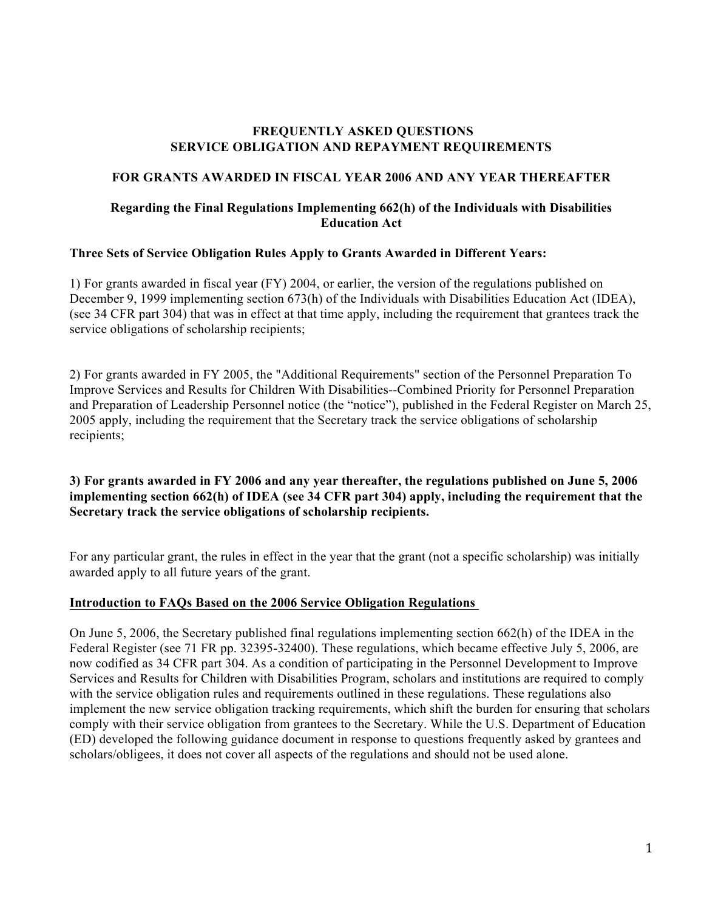# FREQUENTLY ASKED QUESTIONS
# SERVICE OBLIGATION AND REPAYMENT REQUIREMENTS

## FOR GRANTS AWARDED IN FISCAL YEAR 2006 AND ANY YEAR THEREAFTER

### Regarding the Final Regulations Implementing 662(h) of the Individuals with Disabilities Education Act

**Three Sets of Service Obligation Rules Apply to Grants Awarded in Different Years:**

1) For grants awarded in fiscal year (FY) 2004, or earlier, the version of the regulations published on December 9, 1999 implementing section 673(h) of the Individuals with Disabilities Education Act (IDEA), (see 34 CFR part 304) that was in effect at that time apply, including the requirement that grantees track the service obligations of scholarship recipients;

2) For grants awarded in FY 2005, the "Additional Requirements" section of the Personnel Preparation To Improve Services and Results for Children With Disabilities--Combined Priority for Personnel Preparation and Preparation of Leadership Personnel notice (the "notice"), published in the Federal Register on March 25, 2005 apply, including the requirement that the Secretary track the service obligations of scholarship recipients;

**3) For grants awarded in FY 2006 and any year thereafter, the regulations published on June 5, 2006 implementing section 662(h) of IDEA (see 34 CFR part 304) apply, including the requirement that the Secretary track the service obligations of scholarship recipients.**

For any particular grant, the rules in effect in the year that the grant (not a specific scholarship) was initially awarded apply to all future years of the grant.

**<u>Introduction to FAQs Based on the 2006 Service Obligation Regulations</u>**

On June 5, 2006, the Secretary published final regulations implementing section 662(h) of the IDEA in the Federal Register (see 71 FR pp. 32395-32400). These regulations, which became effective July 5, 2006, are now codified as 34 CFR part 304. As a condition of participating in the Personnel Development to Improve Services and Results for Children with Disabilities Program, scholars and institutions are required to comply with the service obligation rules and requirements outlined in these regulations. These regulations also implement the new service obligation tracking requirements, which shift the burden for ensuring that scholars comply with their service obligation from grantees to the Secretary. While the U.S. Department of Education (ED) developed the following guidance document in response to questions frequently asked by grantees and scholars/obligees, it does not cover all aspects of the regulations and should not be used alone.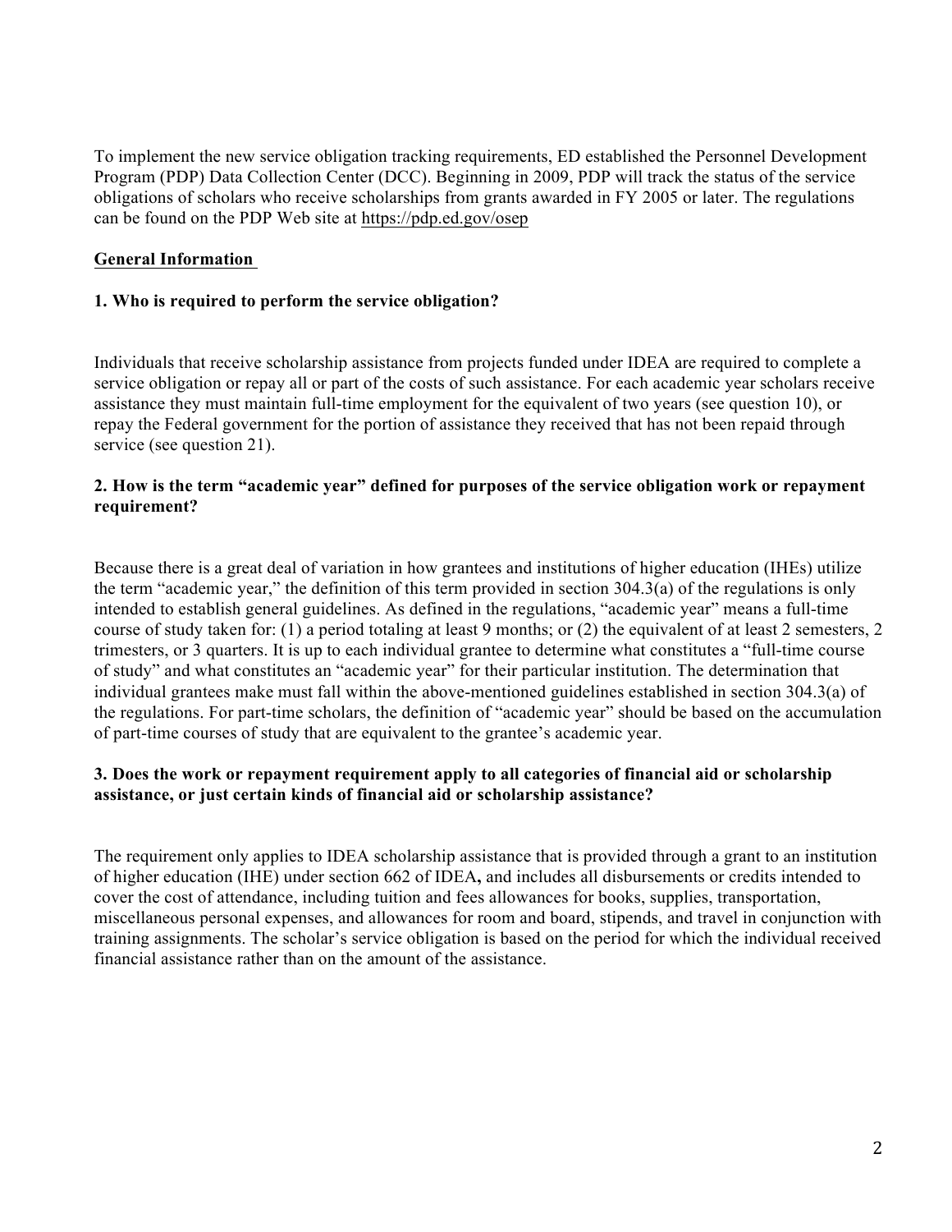To implement the new service obligation tracking requirements, ED established the Personnel Development Program (PDP) Data Collection Center (DCC). Beginning in 2009, PDP will track the status of the service obligations of scholars who receive scholarships from grants awarded in FY 2005 or later. The regulations can be found on the PDP Web site at https://pdp.ed.gov/osep

## General Information

### 1. Who is required to perform the service obligation?

Individuals that receive scholarship assistance from projects funded under IDEA are required to complete a service obligation or repay all or part of the costs of such assistance. For each academic year scholars receive assistance they must maintain full-time employment for the equivalent of two years (see question 10), or repay the Federal government for the portion of assistance they received that has not been repaid through service (see question 21).

### 2. How is the term "academic year" defined for purposes of the service obligation work or repayment requirement?

Because there is a great deal of variation in how grantees and institutions of higher education (IHEs) utilize the term "academic year," the definition of this term provided in section 304.3(a) of the regulations is only intended to establish general guidelines. As defined in the regulations, "academic year" means a full-time course of study taken for: (1) a period totaling at least 9 months; or (2) the equivalent of at least 2 semesters, 2 trimesters, or 3 quarters. It is up to each individual grantee to determine what constitutes a "full-time course of study" and what constitutes an "academic year" for their particular institution. The determination that individual grantees make must fall within the above-mentioned guidelines established in section 304.3(a) of the regulations. For part-time scholars, the definition of "academic year" should be based on the accumulation of part-time courses of study that are equivalent to the grantee's academic year.

### 3. Does the work or repayment requirement apply to all categories of financial aid or scholarship assistance, or just certain kinds of financial aid or scholarship assistance?

The requirement only applies to IDEA scholarship assistance that is provided through a grant to an institution of higher education (IHE) under section 662 of IDEA, and includes all disbursements or credits intended to cover the cost of attendance, including tuition and fees allowances for books, supplies, transportation, miscellaneous personal expenses, and allowances for room and board, stipends, and travel in conjunction with training assignments. The scholar's service obligation is based on the period for which the individual received financial assistance rather than on the amount of the assistance.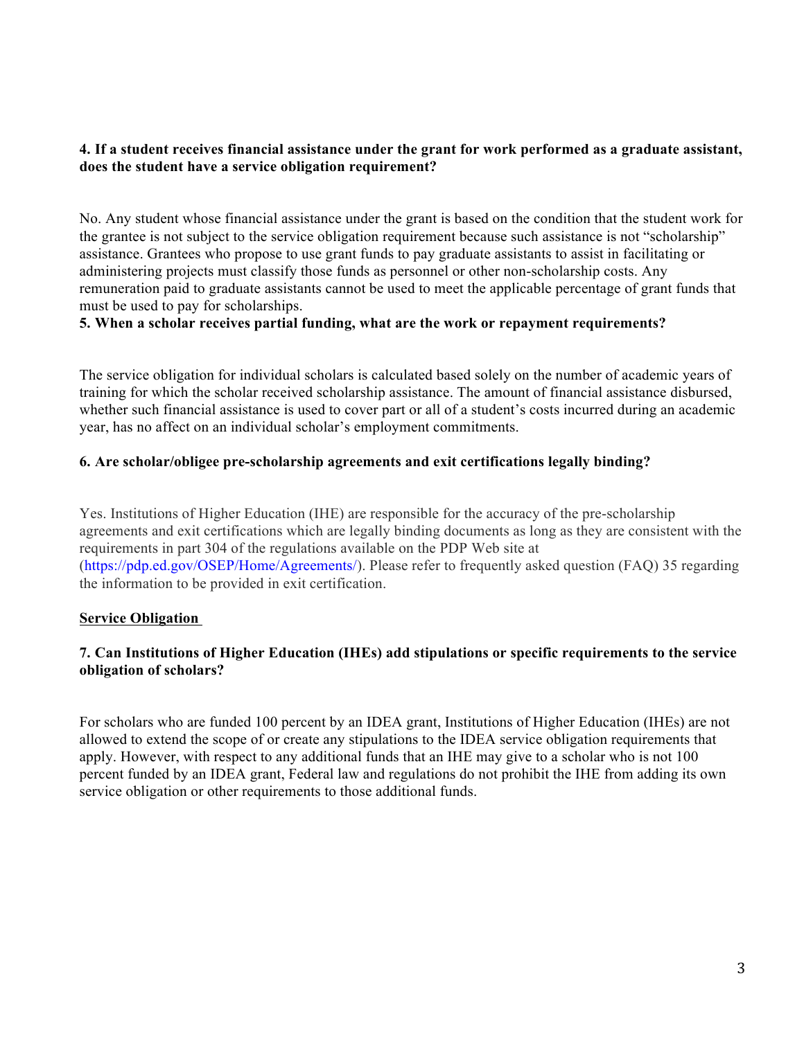**4. If a student receives financial assistance under the grant for work performed as a graduate assistant, does the student have a service obligation requirement?**

No. Any student whose financial assistance under the grant is based on the condition that the student work for the grantee is not subject to the service obligation requirement because such assistance is not "scholarship" assistance. Grantees who propose to use grant funds to pay graduate assistants to assist in facilitating or administering projects must classify those funds as personnel or other non-scholarship costs. Any remuneration paid to graduate assistants cannot be used to meet the applicable percentage of grant funds that must be used to pay for scholarships.

**5. When a scholar receives partial funding, what are the work or repayment requirements?**

The service obligation for individual scholars is calculated based solely on the number of academic years of training for which the scholar received scholarship assistance. The amount of financial assistance disbursed, whether such financial assistance is used to cover part or all of a student's costs incurred during an academic year, has no affect on an individual scholar's employment commitments.

**6. Are scholar/obligee pre-scholarship agreements and exit certifications legally binding?**

Yes. Institutions of Higher Education (IHE) are responsible for the accuracy of the pre-scholarship agreements and exit certifications which are legally binding documents as long as they are consistent with the requirements in part 304 of the regulations available on the PDP Web site at (https://pdp.ed.gov/OSEP/Home/Agreements/). Please refer to frequently asked question (FAQ) 35 regarding the information to be provided in exit certification.

## Service Obligation

**7. Can Institutions of Higher Education (IHEs) add stipulations or specific requirements to the service obligation of scholars?**

For scholars who are funded 100 percent by an IDEA grant, Institutions of Higher Education (IHEs) are not allowed to extend the scope of or create any stipulations to the IDEA service obligation requirements that apply. However, with respect to any additional funds that an IHE may give to a scholar who is not 100 percent funded by an IDEA grant, Federal law and regulations do not prohibit the IHE from adding its own service obligation or other requirements to those additional funds.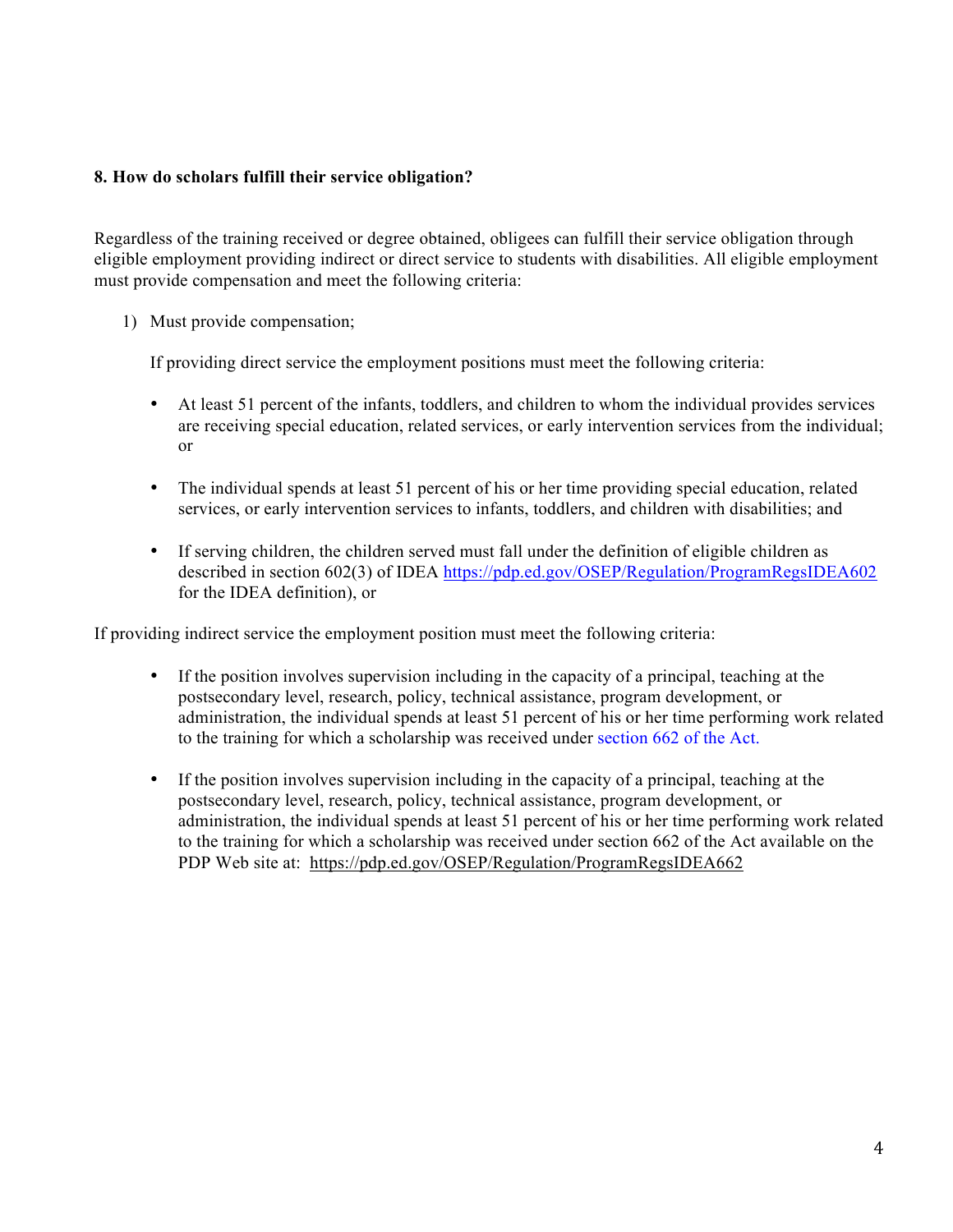**8. How do scholars fulfill their service obligation?**

Regardless of the training received or degree obtained, obligees can fulfill their service obligation through eligible employment providing indirect or direct service to students with disabilities. All eligible employment must provide compensation and meet the following criteria:

1) Must provide compensation;

   If providing direct service the employment positions must meet the following criteria:

   - At least 51 percent of the infants, toddlers, and children to whom the individual provides services are receiving special education, related services, or early intervention services from the individual; or

   - The individual spends at least 51 percent of his or her time providing special education, related services, or early intervention services to infants, toddlers, and children with disabilities; and

   - If serving children, the children served must fall under the definition of eligible children as described in section 602(3) of IDEA https://pdp.ed.gov/OSEP/Regulation/ProgramRegsIDEA602 for the IDEA definition), or

If providing indirect service the employment position must meet the following criteria:

- If the position involves supervision including in the capacity of a principal, teaching at the postsecondary level, research, policy, technical assistance, program development, or administration, the individual spends at least 51 percent of his or her time performing work related to the training for which a scholarship was received under section 662 of the Act.

- If the position involves supervision including in the capacity of a principal, teaching at the postsecondary level, research, policy, technical assistance, program development, or administration, the individual spends at least 51 percent of his or her time performing work related to the training for which a scholarship was received under section 662 of the Act available on the PDP Web site at: https://pdp.ed.gov/OSEP/Regulation/ProgramRegsIDEA662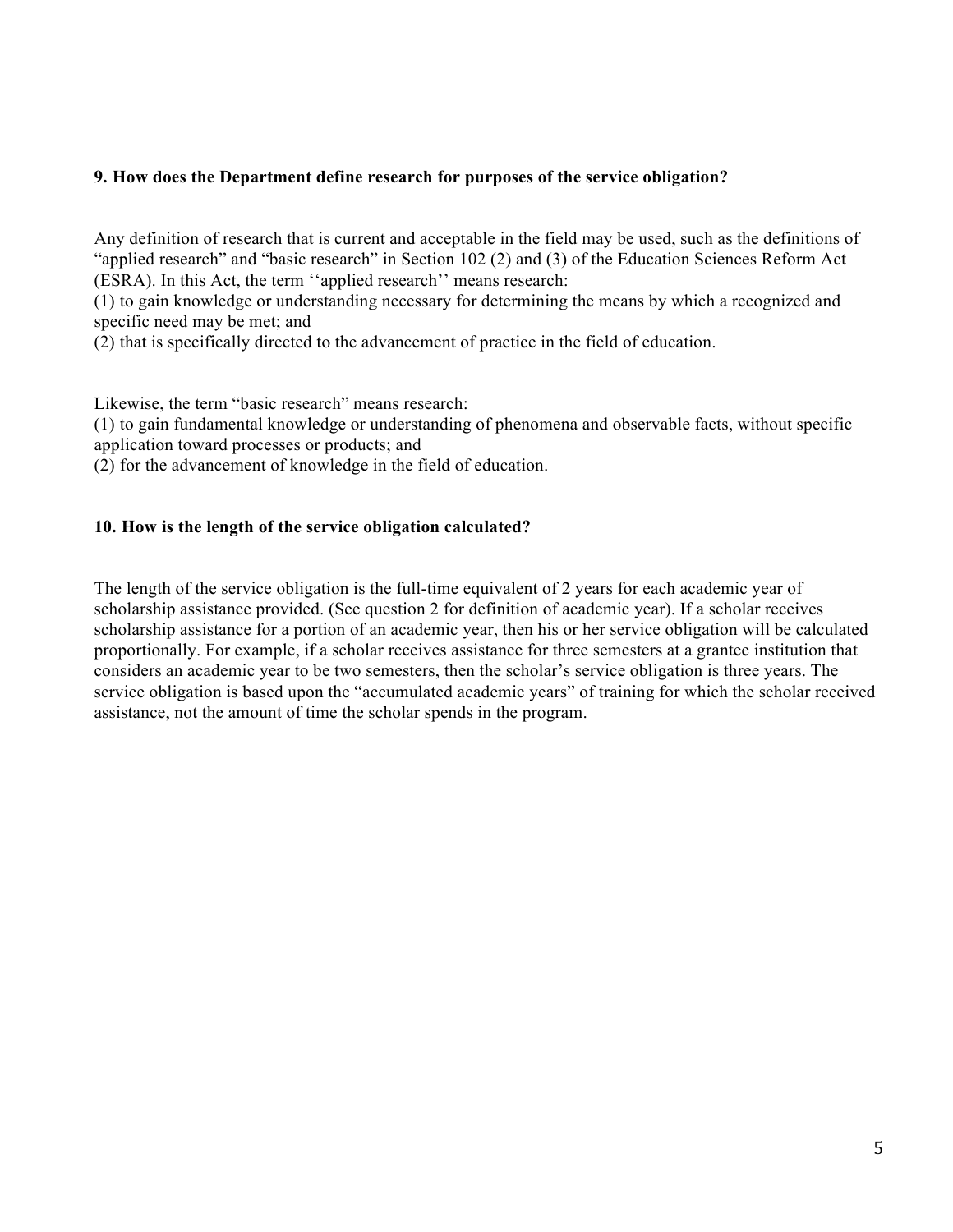**9. How does the Department define research for purposes of the service obligation?**

Any definition of research that is current and acceptable in the field may be used, such as the definitions of "applied research" and "basic research" in Section 102 (2) and (3) of the Education Sciences Reform Act (ESRA). In this Act, the term ''applied research'' means research:
(1) to gain knowledge or understanding necessary for determining the means by which a recognized and specific need may be met; and
(2) that is specifically directed to the advancement of practice in the field of education.

Likewise, the term "basic research" means research:
(1) to gain fundamental knowledge or understanding of phenomena and observable facts, without specific application toward processes or products; and
(2) for the advancement of knowledge in the field of education.

**10. How is the length of the service obligation calculated?**

The length of the service obligation is the full-time equivalent of 2 years for each academic year of scholarship assistance provided. (See question 2 for definition of academic year). If a scholar receives scholarship assistance for a portion of an academic year, then his or her service obligation will be calculated proportionally. For example, if a scholar receives assistance for three semesters at a grantee institution that considers an academic year to be two semesters, then the scholar's service obligation is three years. The service obligation is based upon the "accumulated academic years" of training for which the scholar received assistance, not the amount of time the scholar spends in the program.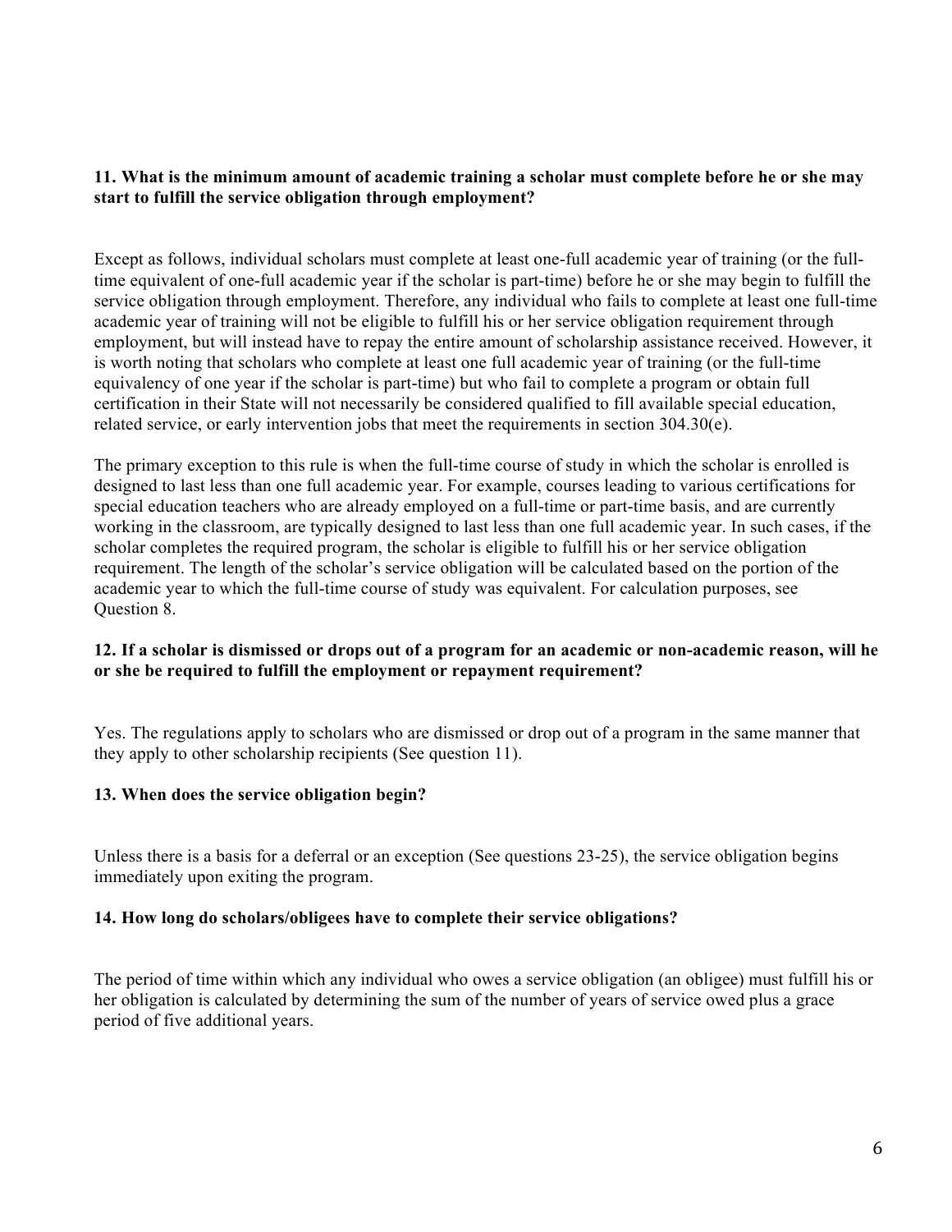**11. What is the minimum amount of academic training a scholar must complete before he or she may start to fulfill the service obligation through employment?**

Except as follows, individual scholars must complete at least one-full academic year of training (or the full-time equivalent of one-full academic year if the scholar is part-time) before he or she may begin to fulfill the service obligation through employment. Therefore, any individual who fails to complete at least one full-time academic year of training will not be eligible to fulfill his or her service obligation requirement through employment, but will instead have to repay the entire amount of scholarship assistance received. However, it is worth noting that scholars who complete at least one full academic year of training (or the full-time equivalency of one year if the scholar is part-time) but who fail to complete a program or obtain full certification in their State will not necessarily be considered qualified to fill available special education, related service, or early intervention jobs that meet the requirements in section 304.30(e).

The primary exception to this rule is when the full-time course of study in which the scholar is enrolled is designed to last less than one full academic year. For example, courses leading to various certifications for special education teachers who are already employed on a full-time or part-time basis, and are currently working in the classroom, are typically designed to last less than one full academic year. In such cases, if the scholar completes the required program, the scholar is eligible to fulfill his or her service obligation requirement. The length of the scholar's service obligation will be calculated based on the portion of the academic year to which the full-time course of study was equivalent. For calculation purposes, see Question 8.

**12. If a scholar is dismissed or drops out of a program for an academic or non-academic reason, will he or she be required to fulfill the employment or repayment requirement?**

Yes. The regulations apply to scholars who are dismissed or drop out of a program in the same manner that they apply to other scholarship recipients (See question 11).

**13. When does the service obligation begin?**

Unless there is a basis for a deferral or an exception (See questions 23-25), the service obligation begins immediately upon exiting the program.

**14. How long do scholars/obligees have to complete their service obligations?**

The period of time within which any individual who owes a service obligation (an obligee) must fulfill his or her obligation is calculated by determining the sum of the number of years of service owed plus a grace period of five additional years.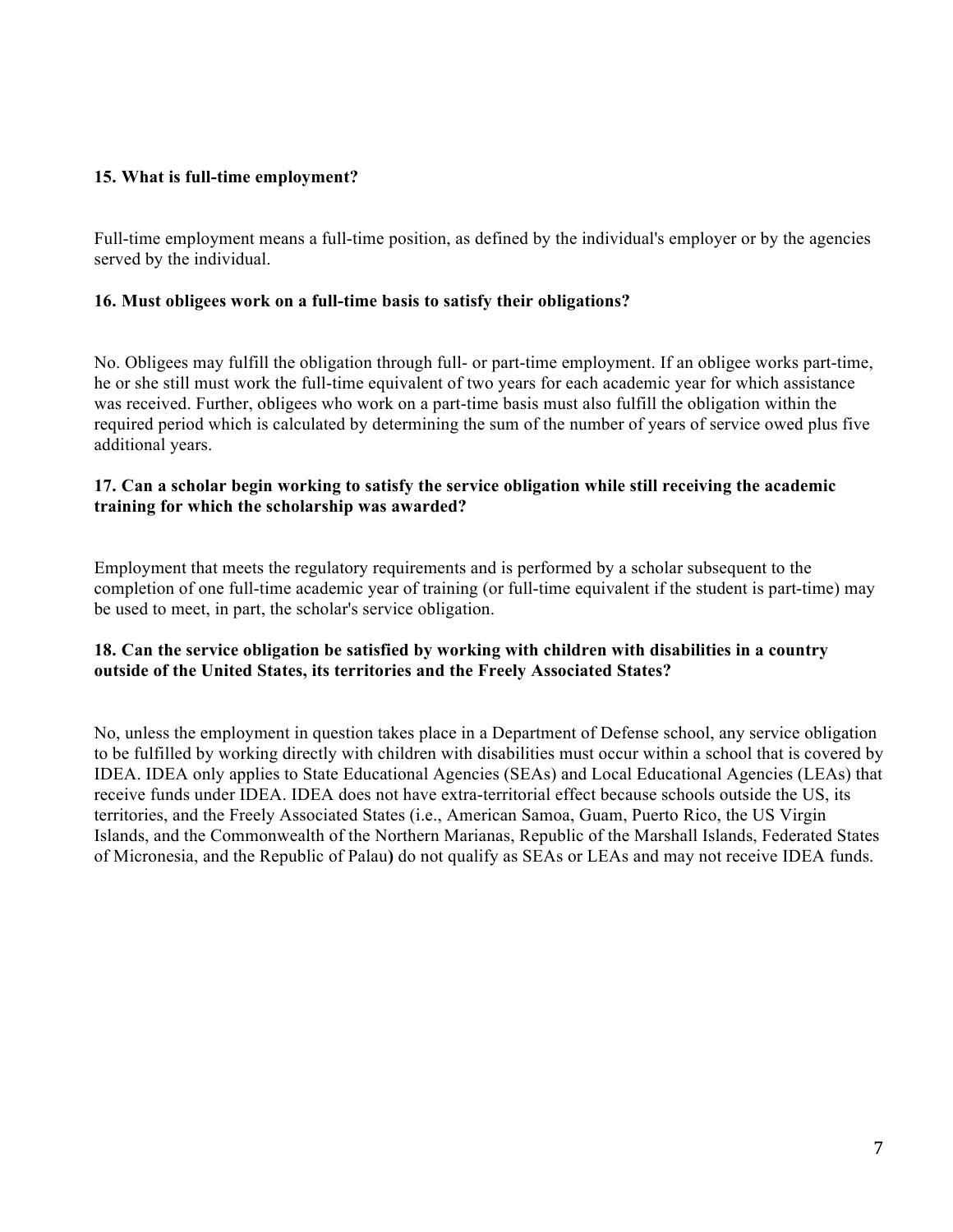**15. What is full-time employment?**

Full-time employment means a full-time position, as defined by the individual's employer or by the agencies served by the individual.

**16. Must obligees work on a full-time basis to satisfy their obligations?**

No. Obligees may fulfill the obligation through full- or part-time employment. If an obligee works part-time, he or she still must work the full-time equivalent of two years for each academic year for which assistance was received. Further, obligees who work on a part-time basis must also fulfill the obligation within the required period which is calculated by determining the sum of the number of years of service owed plus five additional years.

**17. Can a scholar begin working to satisfy the service obligation while still receiving the academic training for which the scholarship was awarded?**

Employment that meets the regulatory requirements and is performed by a scholar subsequent to the completion of one full-time academic year of training (or full-time equivalent if the student is part-time) may be used to meet, in part, the scholar's service obligation.

**18. Can the service obligation be satisfied by working with children with disabilities in a country outside of the United States, its territories and the Freely Associated States?**

No, unless the employment in question takes place in a Department of Defense school, any service obligation to be fulfilled by working directly with children with disabilities must occur within a school that is covered by IDEA. IDEA only applies to State Educational Agencies (SEAs) and Local Educational Agencies (LEAs) that receive funds under IDEA. IDEA does not have extra-territorial effect because schools outside the US, its territories, and the Freely Associated States (i.e., American Samoa, Guam, Puerto Rico, the US Virgin Islands, and the Commonwealth of the Northern Marianas, Republic of the Marshall Islands, Federated States of Micronesia, and the Republic of Palau**)** do not qualify as SEAs or LEAs and may not receive IDEA funds.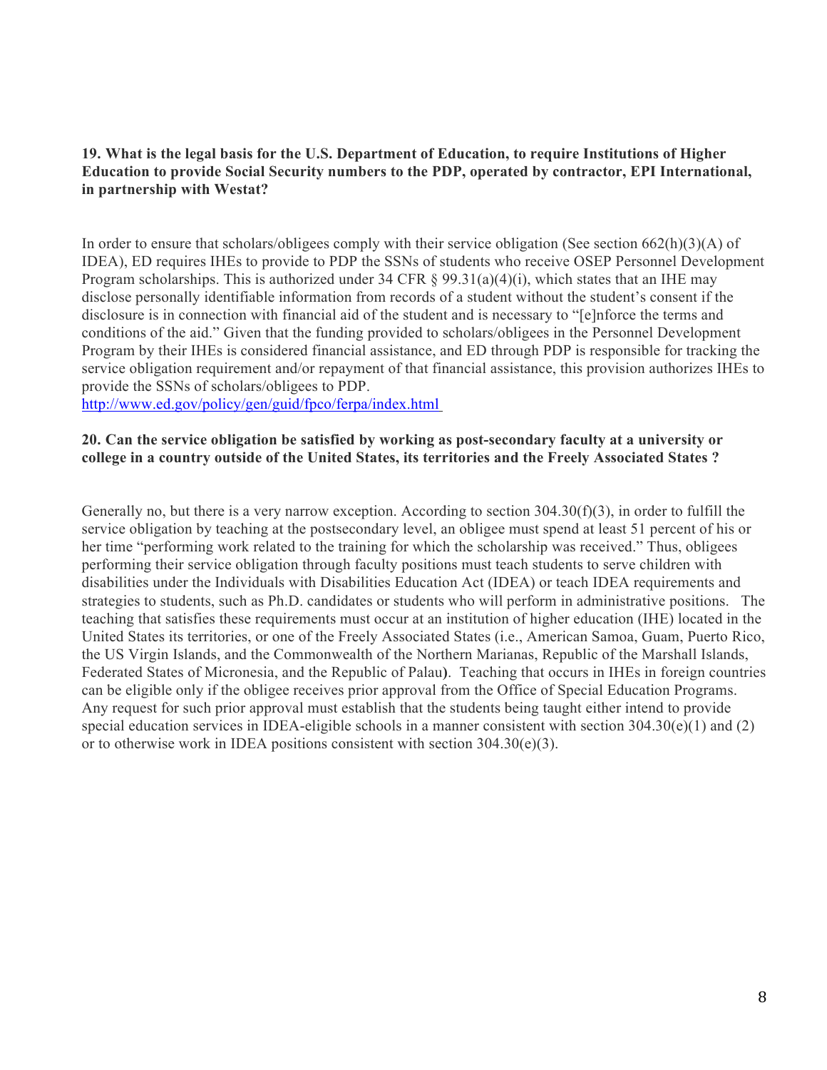**19. What is the legal basis for the U.S. Department of Education, to require Institutions of Higher Education to provide Social Security numbers to the PDP, operated by contractor, EPI International, in partnership with Westat?**

In order to ensure that scholars/obligees comply with their service obligation (See section 662(h)(3)(A) of IDEA), ED requires IHEs to provide to PDP the SSNs of students who receive OSEP Personnel Development Program scholarships. This is authorized under 34 CFR § 99.31(a)(4)(i), which states that an IHE may disclose personally identifiable information from records of a student without the student's consent if the disclosure is in connection with financial aid of the student and is necessary to "[e]nforce the terms and conditions of the aid." Given that the funding provided to scholars/obligees in the Personnel Development Program by their IHEs is considered financial assistance, and ED through PDP is responsible for tracking the service obligation requirement and/or repayment of that financial assistance, this provision authorizes IHEs to provide the SSNs of scholars/obligees to PDP.
http://www.ed.gov/policy/gen/guid/fpco/ferpa/index.html

**20. Can the service obligation be satisfied by working as post-secondary faculty at a university or college in a country outside of the United States, its territories and the Freely Associated States ?**

Generally no, but there is a very narrow exception. According to section 304.30(f)(3), in order to fulfill the service obligation by teaching at the postsecondary level, an obligee must spend at least 51 percent of his or her time "performing work related to the training for which the scholarship was received." Thus, obligees performing their service obligation through faculty positions must teach students to serve children with disabilities under the Individuals with Disabilities Education Act (IDEA) or teach IDEA requirements and strategies to students, such as Ph.D. candidates or students who will perform in administrative positions. The teaching that satisfies these requirements must occur at an institution of higher education (IHE) located in the United States its territories, or one of the Freely Associated States (i.e., American Samoa, Guam, Puerto Rico, the US Virgin Islands, and the Commonwealth of the Northern Marianas, Republic of the Marshall Islands, Federated States of Micronesia, and the Republic of Palau**)**. Teaching that occurs in IHEs in foreign countries can be eligible only if the obligee receives prior approval from the Office of Special Education Programs. Any request for such prior approval must establish that the students being taught either intend to provide special education services in IDEA-eligible schools in a manner consistent with section 304.30(e)(1) and (2) or to otherwise work in IDEA positions consistent with section 304.30(e)(3).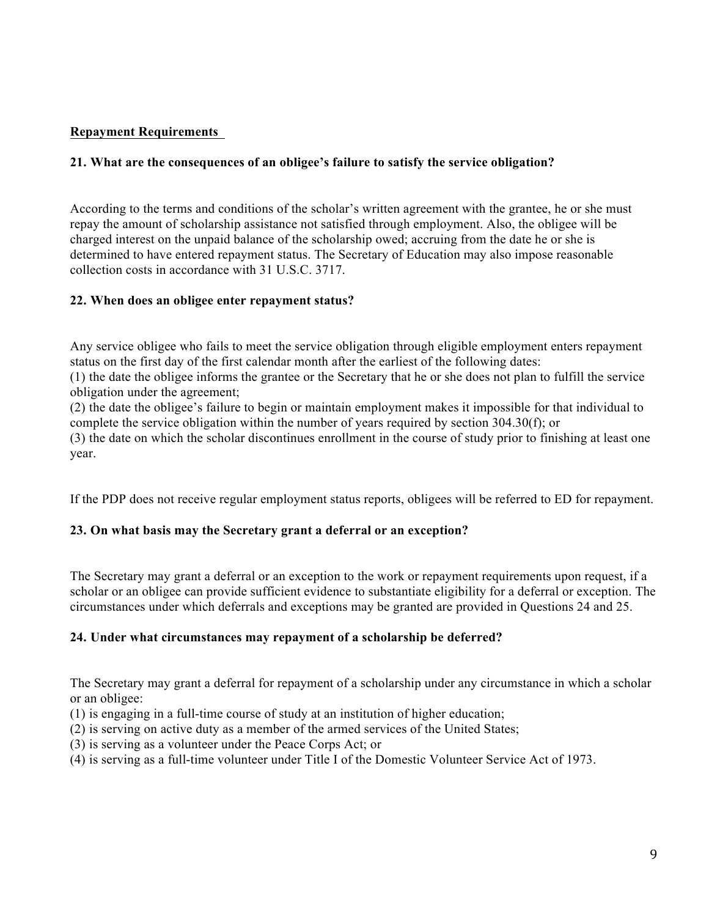## Repayment Requirements

### 21. What are the consequences of an obligee's failure to satisfy the service obligation?

According to the terms and conditions of the scholar's written agreement with the grantee, he or she must repay the amount of scholarship assistance not satisfied through employment. Also, the obligee will be charged interest on the unpaid balance of the scholarship owed; accruing from the date he or she is determined to have entered repayment status. The Secretary of Education may also impose reasonable collection costs in accordance with 31 U.S.C. 3717.

### 22. When does an obligee enter repayment status?

Any service obligee who fails to meet the service obligation through eligible employment enters repayment status on the first day of the first calendar month after the earliest of the following dates:
(1) the date the obligee informs the grantee or the Secretary that he or she does not plan to fulfill the service obligation under the agreement;
(2) the date the obligee's failure to begin or maintain employment makes it impossible for that individual to complete the service obligation within the number of years required by section 304.30(f); or
(3) the date on which the scholar discontinues enrollment in the course of study prior to finishing at least one year.

If the PDP does not receive regular employment status reports, obligees will be referred to ED for repayment.

### 23. On what basis may the Secretary grant a deferral or an exception?

The Secretary may grant a deferral or an exception to the work or repayment requirements upon request, if a scholar or an obligee can provide sufficient evidence to substantiate eligibility for a deferral or exception. The circumstances under which deferrals and exceptions may be granted are provided in Questions 24 and 25.

### 24. Under what circumstances may repayment of a scholarship be deferred?

The Secretary may grant a deferral for repayment of a scholarship under any circumstance in which a scholar or an obligee:
(1) is engaging in a full-time course of study at an institution of higher education;
(2) is serving on active duty as a member of the armed services of the United States;
(3) is serving as a volunteer under the Peace Corps Act; or
(4) is serving as a full-time volunteer under Title I of the Domestic Volunteer Service Act of 1973.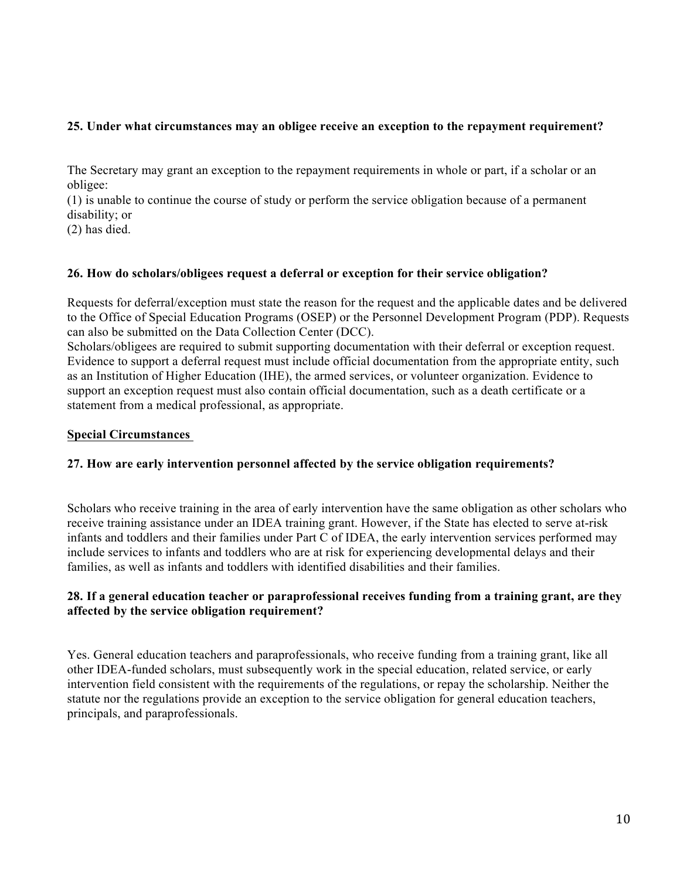**25. Under what circumstances may an obligee receive an exception to the repayment requirement?**

The Secretary may grant an exception to the repayment requirements in whole or part, if a scholar or an obligee:
(1) is unable to continue the course of study or perform the service obligation because of a permanent disability; or
(2) has died.

**26. How do scholars/obligees request a deferral or exception for their service obligation?**

Requests for deferral/exception must state the reason for the request and the applicable dates and be delivered to the Office of Special Education Programs (OSEP) or the Personnel Development Program (PDP). Requests can also be submitted on the Data Collection Center (DCC).
Scholars/obligees are required to submit supporting documentation with their deferral or exception request. Evidence to support a deferral request must include official documentation from the appropriate entity, such as an Institution of Higher Education (IHE), the armed services, or volunteer organization. Evidence to support an exception request must also contain official documentation, such as a death certificate or a statement from a medical professional, as appropriate.

**<u>Special Circumstances</u>**

**27. How are early intervention personnel affected by the service obligation requirements?**

Scholars who receive training in the area of early intervention have the same obligation as other scholars who receive training assistance under an IDEA training grant. However, if the State has elected to serve at-risk infants and toddlers and their families under Part C of IDEA, the early intervention services performed may include services to infants and toddlers who are at risk for experiencing developmental delays and their families, as well as infants and toddlers with identified disabilities and their families.

**28. If a general education teacher or paraprofessional receives funding from a training grant, are they affected by the service obligation requirement?**

Yes. General education teachers and paraprofessionals, who receive funding from a training grant, like all other IDEA-funded scholars, must subsequently work in the special education, related service, or early intervention field consistent with the requirements of the regulations, or repay the scholarship. Neither the statute nor the regulations provide an exception to the service obligation for general education teachers, principals, and paraprofessionals.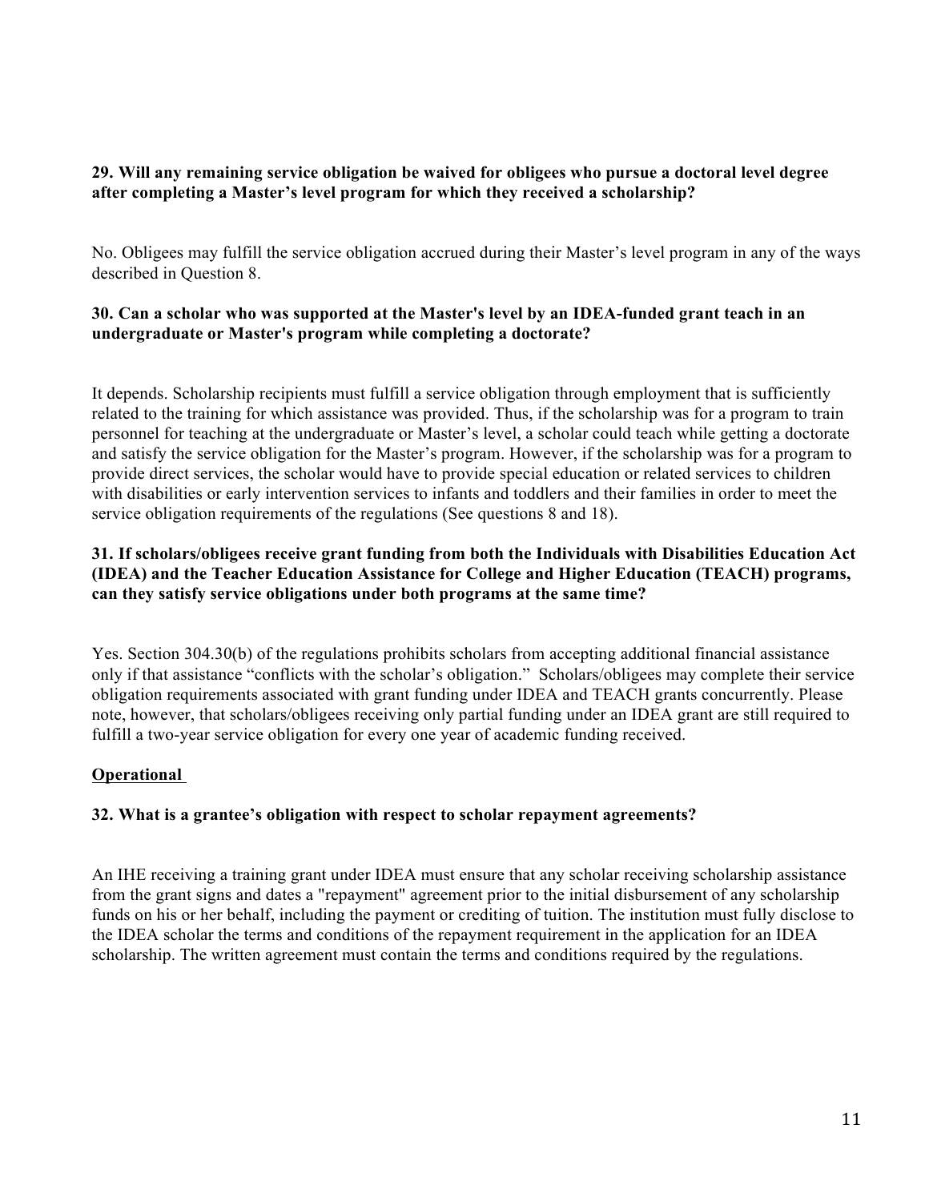**29. Will any remaining service obligation be waived for obligees who pursue a doctoral level degree after completing a Master's level program for which they received a scholarship?**

No. Obligees may fulfill the service obligation accrued during their Master's level program in any of the ways described in Question 8.

**30. Can a scholar who was supported at the Master's level by an IDEA-funded grant teach in an undergraduate or Master's program while completing a doctorate?**

It depends. Scholarship recipients must fulfill a service obligation through employment that is sufficiently related to the training for which assistance was provided. Thus, if the scholarship was for a program to train personnel for teaching at the undergraduate or Master's level, a scholar could teach while getting a doctorate and satisfy the service obligation for the Master's program. However, if the scholarship was for a program to provide direct services, the scholar would have to provide special education or related services to children with disabilities or early intervention services to infants and toddlers and their families in order to meet the service obligation requirements of the regulations (See questions 8 and 18).

**31. If scholars/obligees receive grant funding from both the Individuals with Disabilities Education Act (IDEA) and the Teacher Education Assistance for College and Higher Education (TEACH) programs, can they satisfy service obligations under both programs at the same time?**

Yes. Section 304.30(b) of the regulations prohibits scholars from accepting additional financial assistance only if that assistance "conflicts with the scholar's obligation." Scholars/obligees may complete their service obligation requirements associated with grant funding under IDEA and TEACH grants concurrently. Please note, however, that scholars/obligees receiving only partial funding under an IDEA grant are still required to fulfill a two-year service obligation for every one year of academic funding received.

## Operational

**32. What is a grantee's obligation with respect to scholar repayment agreements?**

An IHE receiving a training grant under IDEA must ensure that any scholar receiving scholarship assistance from the grant signs and dates a "repayment" agreement prior to the initial disbursement of any scholarship funds on his or her behalf, including the payment or crediting of tuition. The institution must fully disclose to the IDEA scholar the terms and conditions of the repayment requirement in the application for an IDEA scholarship. The written agreement must contain the terms and conditions required by the regulations.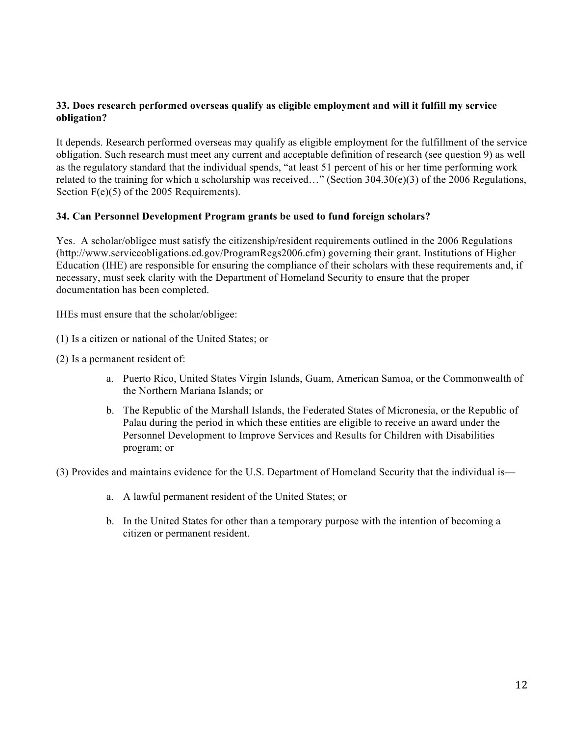**33. Does research performed overseas qualify as eligible employment and will it fulfill my service obligation?**

It depends. Research performed overseas may qualify as eligible employment for the fulfillment of the service obligation. Such research must meet any current and acceptable definition of research (see question 9) as well as the regulatory standard that the individual spends, "at least 51 percent of his or her time performing work related to the training for which a scholarship was received…" (Section 304.30(e)(3) of the 2006 Regulations, Section F(e)(5) of the 2005 Requirements).

**34. Can Personnel Development Program grants be used to fund foreign scholars?**

Yes. A scholar/obligee must satisfy the citizenship/resident requirements outlined in the 2006 Regulations (http://www.serviceobligations.ed.gov/ProgramRegs2006.cfm) governing their grant. Institutions of Higher Education (IHE) are responsible for ensuring the compliance of their scholars with these requirements and, if necessary, must seek clarity with the Department of Homeland Security to ensure that the proper documentation has been completed.

IHEs must ensure that the scholar/obligee:

(1) Is a citizen or national of the United States; or

(2) Is a permanent resident of:

- a. Puerto Rico, United States Virgin Islands, Guam, American Samoa, or the Commonwealth of the Northern Mariana Islands; or
- b. The Republic of the Marshall Islands, the Federated States of Micronesia, or the Republic of Palau during the period in which these entities are eligible to receive an award under the Personnel Development to Improve Services and Results for Children with Disabilities program; or

(3) Provides and maintains evidence for the U.S. Department of Homeland Security that the individual is—

- a. A lawful permanent resident of the United States; or
- b. In the United States for other than a temporary purpose with the intention of becoming a citizen or permanent resident.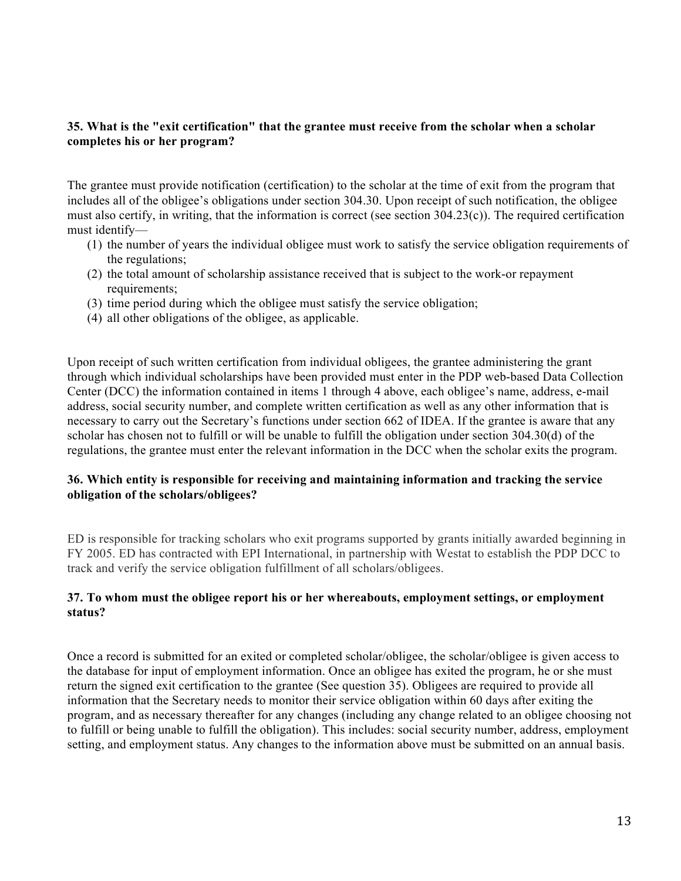**35. What is the "exit certification" that the grantee must receive from the scholar when a scholar completes his or her program?**

The grantee must provide notification (certification) to the scholar at the time of exit from the program that includes all of the obligee's obligations under section 304.30. Upon receipt of such notification, the obligee must also certify, in writing, that the information is correct (see section 304.23(c)). The required certification must identify—

(1) the number of years the individual obligee must work to satisfy the service obligation requirements of the regulations;
(2) the total amount of scholarship assistance received that is subject to the work-or repayment requirements;
(3) time period during which the obligee must satisfy the service obligation;
(4) all other obligations of the obligee, as applicable.

Upon receipt of such written certification from individual obligees, the grantee administering the grant through which individual scholarships have been provided must enter in the PDP web-based Data Collection Center (DCC) the information contained in items 1 through 4 above, each obligee's name, address, e-mail address, social security number, and complete written certification as well as any other information that is necessary to carry out the Secretary's functions under section 662 of IDEA. If the grantee is aware that any scholar has chosen not to fulfill or will be unable to fulfill the obligation under section 304.30(d) of the regulations, the grantee must enter the relevant information in the DCC when the scholar exits the program.

**36. Which entity is responsible for receiving and maintaining information and tracking the service obligation of the scholars/obligees?**

ED is responsible for tracking scholars who exit programs supported by grants initially awarded beginning in FY 2005. ED has contracted with EPI International, in partnership with Westat to establish the PDP DCC to track and verify the service obligation fulfillment of all scholars/obligees.

**37. To whom must the obligee report his or her whereabouts, employment settings, or employment status?**

Once a record is submitted for an exited or completed scholar/obligee, the scholar/obligee is given access to the database for input of employment information. Once an obligee has exited the program, he or she must return the signed exit certification to the grantee (See question 35). Obligees are required to provide all information that the Secretary needs to monitor their service obligation within 60 days after exiting the program, and as necessary thereafter for any changes (including any change related to an obligee choosing not to fulfill or being unable to fulfill the obligation). This includes: social security number, address, employment setting, and employment status. Any changes to the information above must be submitted on an annual basis.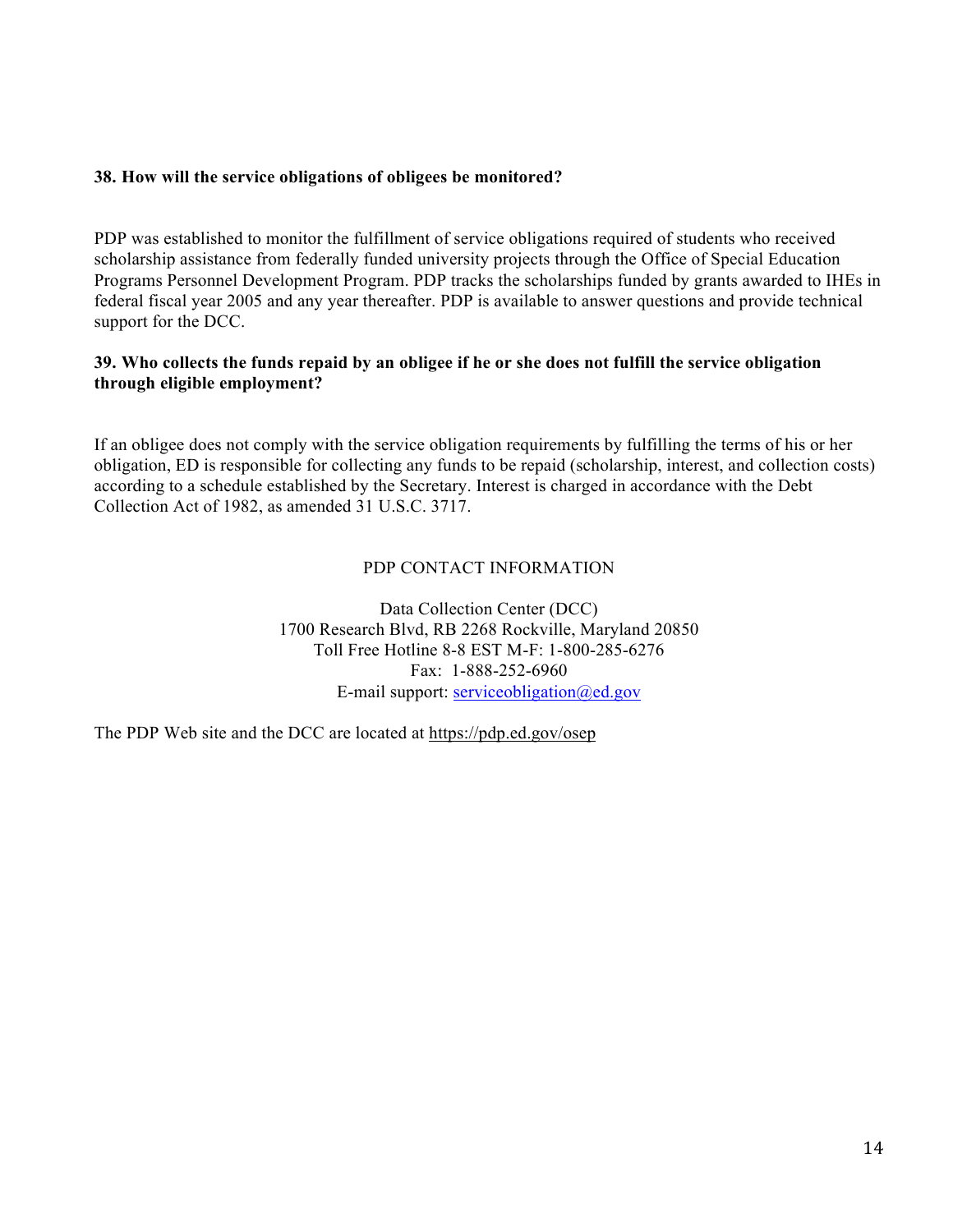**38. How will the service obligations of obligees be monitored?**

PDP was established to monitor the fulfillment of service obligations required of students who received scholarship assistance from federally funded university projects through the Office of Special Education Programs Personnel Development Program. PDP tracks the scholarships funded by grants awarded to IHEs in federal fiscal year 2005 and any year thereafter. PDP is available to answer questions and provide technical support for the DCC.

**39. Who collects the funds repaid by an obligee if he or she does not fulfill the service obligation through eligible employment?**

If an obligee does not comply with the service obligation requirements by fulfilling the terms of his or her obligation, ED is responsible for collecting any funds to be repaid (scholarship, interest, and collection costs) according to a schedule established by the Secretary. Interest is charged in accordance with the Debt Collection Act of 1982, as amended 31 U.S.C. 3717.

PDP CONTACT INFORMATION

Data Collection Center (DCC)
1700 Research Blvd, RB 2268 Rockville, Maryland 20850
Toll Free Hotline 8-8 EST M-F: 1-800-285-6276
Fax: 1-888-252-6960
E-mail support: serviceobligation@ed.gov

The PDP Web site and the DCC are located at https://pdp.ed.gov/osep